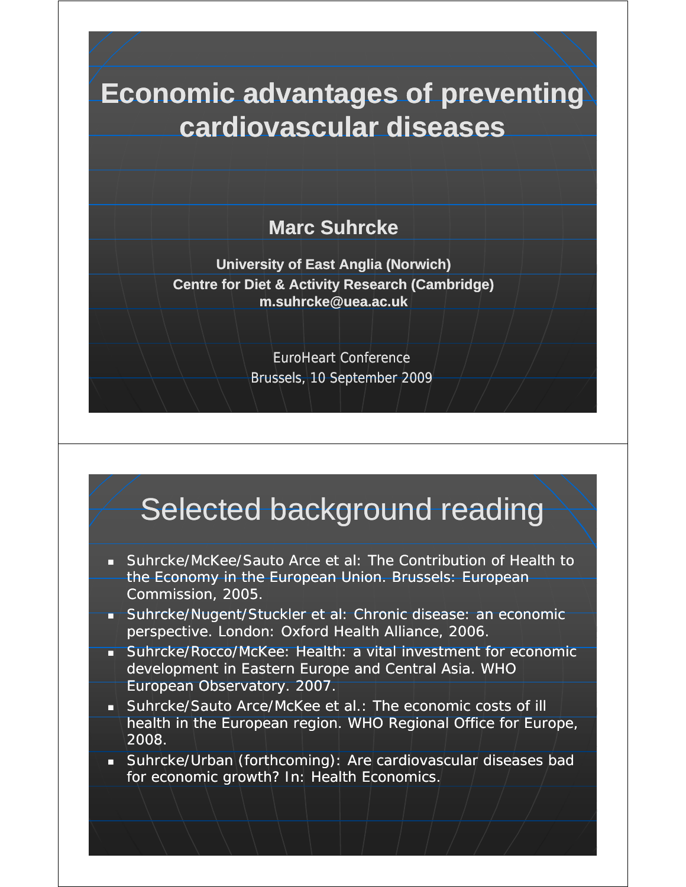# Economic advantages of preventing cardiovascular diseases

**Marc Suhrcke**

**University of East Anglia (Norwich)**
**Centre for Diet & Activity Research (Cambridge)**
**m.suhrcke@uea.ac.uk**

EuroHeart Conference
Brussels, 10 September 2009

## Selected background reading

- Suhrcke/McKee/Sauto Arce et al: The Contribution of Health to the Economy in the European Union. Brussels: European Commission, 2005.
- Suhrcke/Nugent/Stuckler et al: Chronic disease: an economic perspective. London: Oxford Health Alliance, 2006.
- Suhrcke/Rocco/McKee: Health: a vital investment for economic development in Eastern Europe and Central Asia. WHO European Observatory. 2007.
- Suhrcke/Sauto Arce/McKee et al.: The economic costs of ill health in the European region. WHO Regional Office for Europe, 2008.
- Suhrcke/Urban (forthcoming): Are cardiovascular diseases bad for economic growth? In: Health Economics.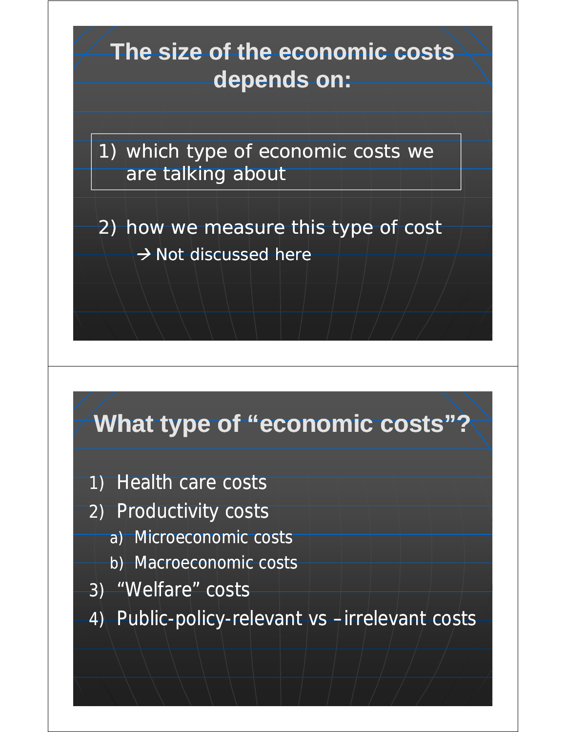## The size of the economic costs depends on:

1) which type of economic costs we are talking about

2) how we measure this type of cost
   → Not discussed here

## What type of "economic costs"?

1) Health care costs
2) Productivity costs
   a) Microeconomic costs
   b) Macroeconomic costs
3) "Welfare" costs
4) Public-policy-relevant vs –irrelevant costs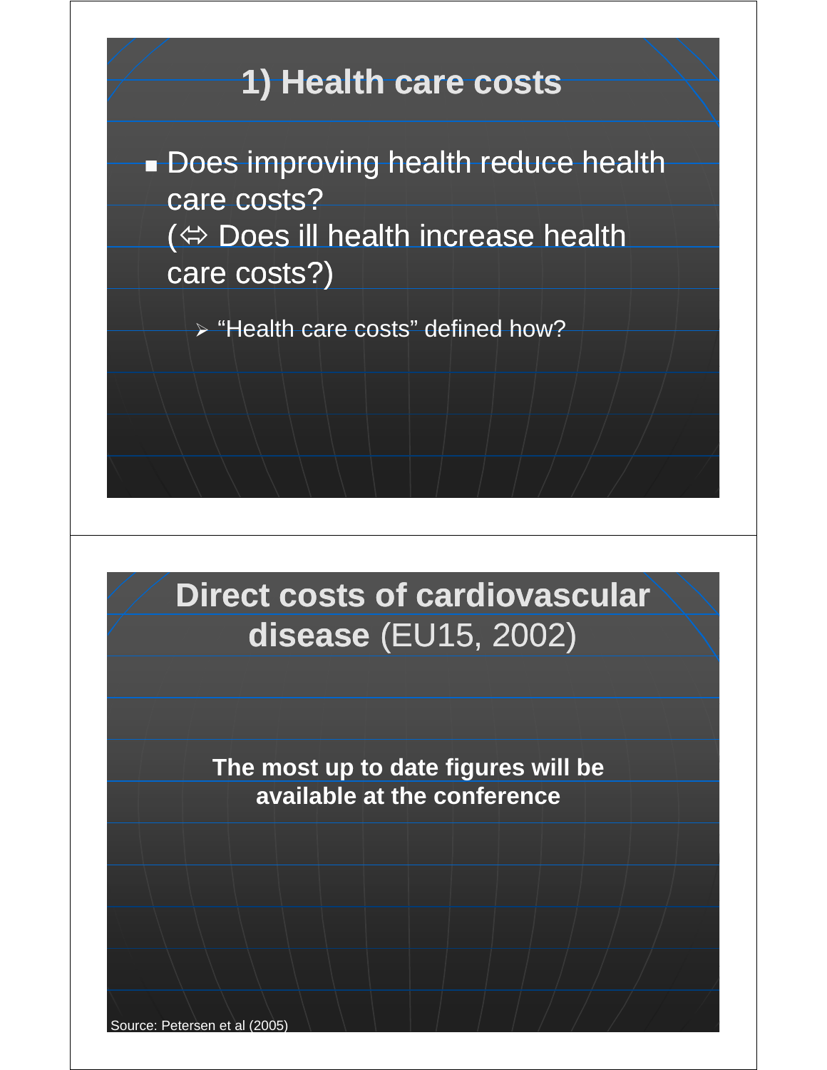# 1) Health care costs

- Does improving health reduce health care costs?
  (⇔ Does ill health increase health care costs?)
  - "Health care costs" defined how?

# Direct costs of cardiovascular disease (EU15, 2002)

**The most up to date figures will be available at the conference**

Source: Petersen et al (2005)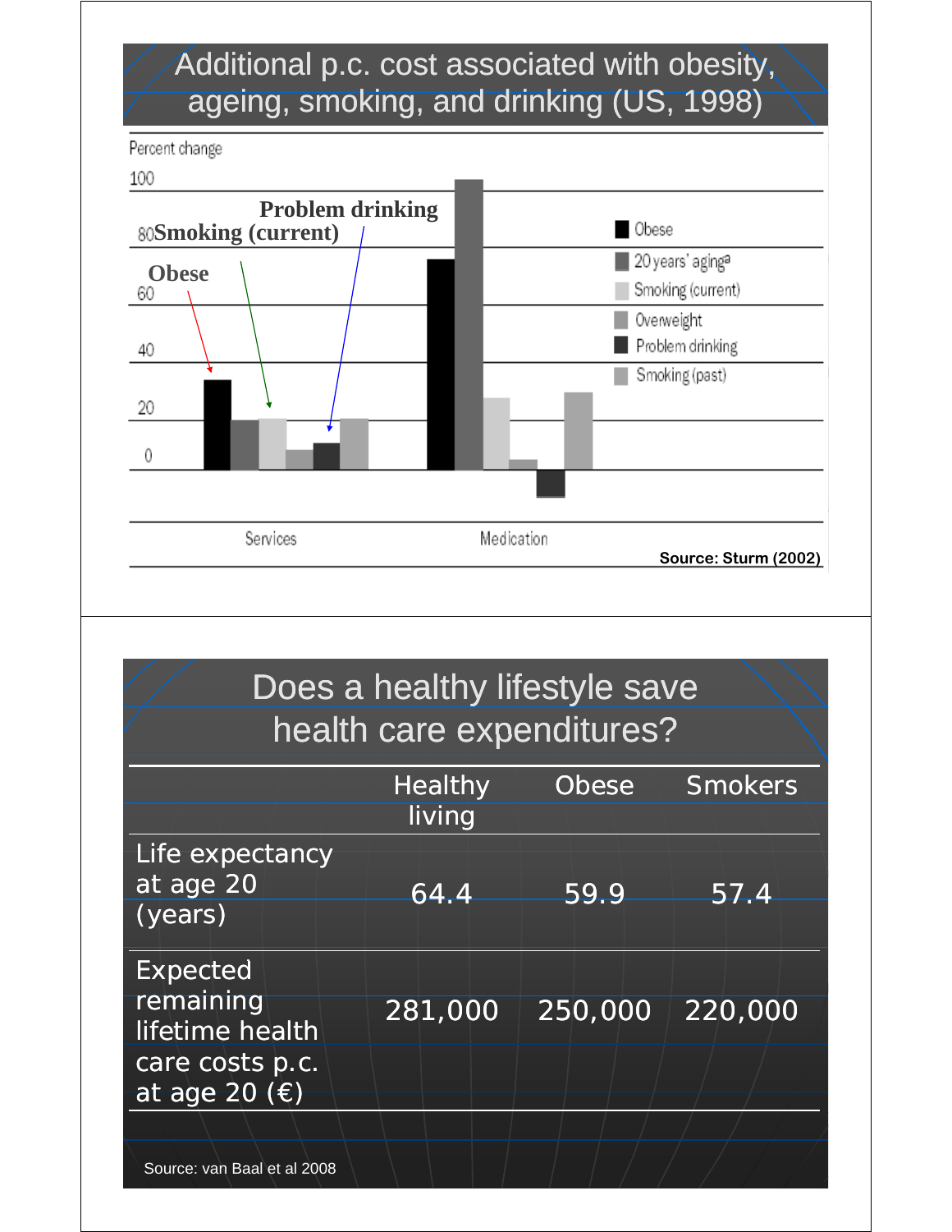# Additional p.c. cost associated with obesity, ageing, smoking, and drinking (US, 1998)

Percent change

Services — Medication

Obese; 20 years' aging[a]; Smoking (current); Overweight; Problem drinking; Smoking (past)

Source: Sturm (2002)

# Does a healthy lifestyle save health care expenditures?

| | Healthy living | Obese | Smokers |
|---|---|---|---|
| Life expectancy at age 20 (years) | 64.4 | 59.9 | 57.4 |
| Expected remaining lifetime health care costs p.c. at age 20 (€) | 281,000 | 250,000 | 220,000 |

Source: van Baal et al 2008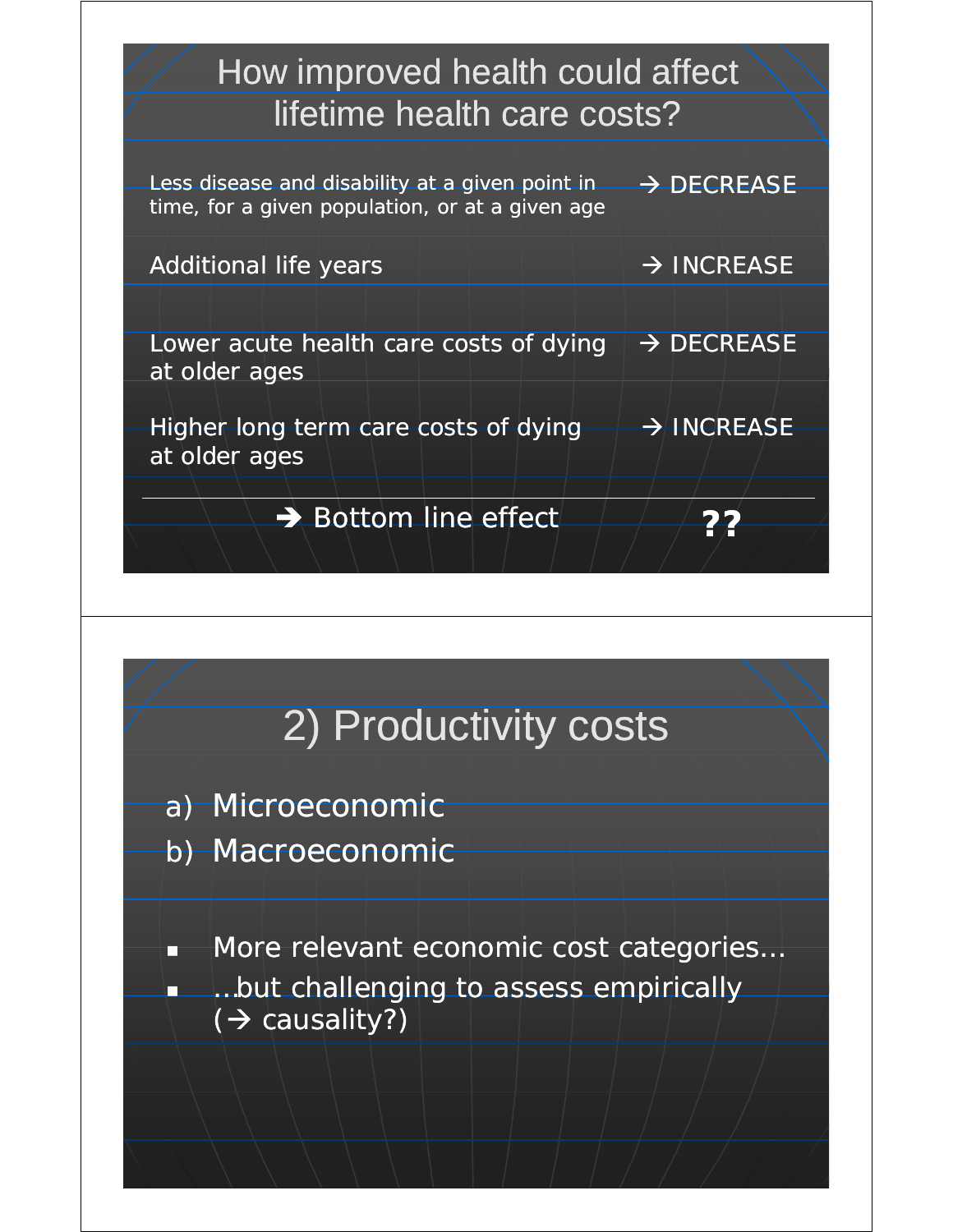## How improved health could affect lifetime health care costs?

| | |
|---|---|
| Less disease and disability at a given point in time, for a given population, or at a given age | → DECREASE |
| Additional life years | → INCREASE |
| Lower acute health care costs of dying at older ages | → DECREASE |
| Higher long term care costs of dying at older ages | → INCREASE |
| **→ Bottom line effect** | **??** |

## 2) Productivity costs

a) Microeconomic
b) Macroeconomic

- More relevant economic cost categories…
- …but challenging to assess empirically (→ causality?)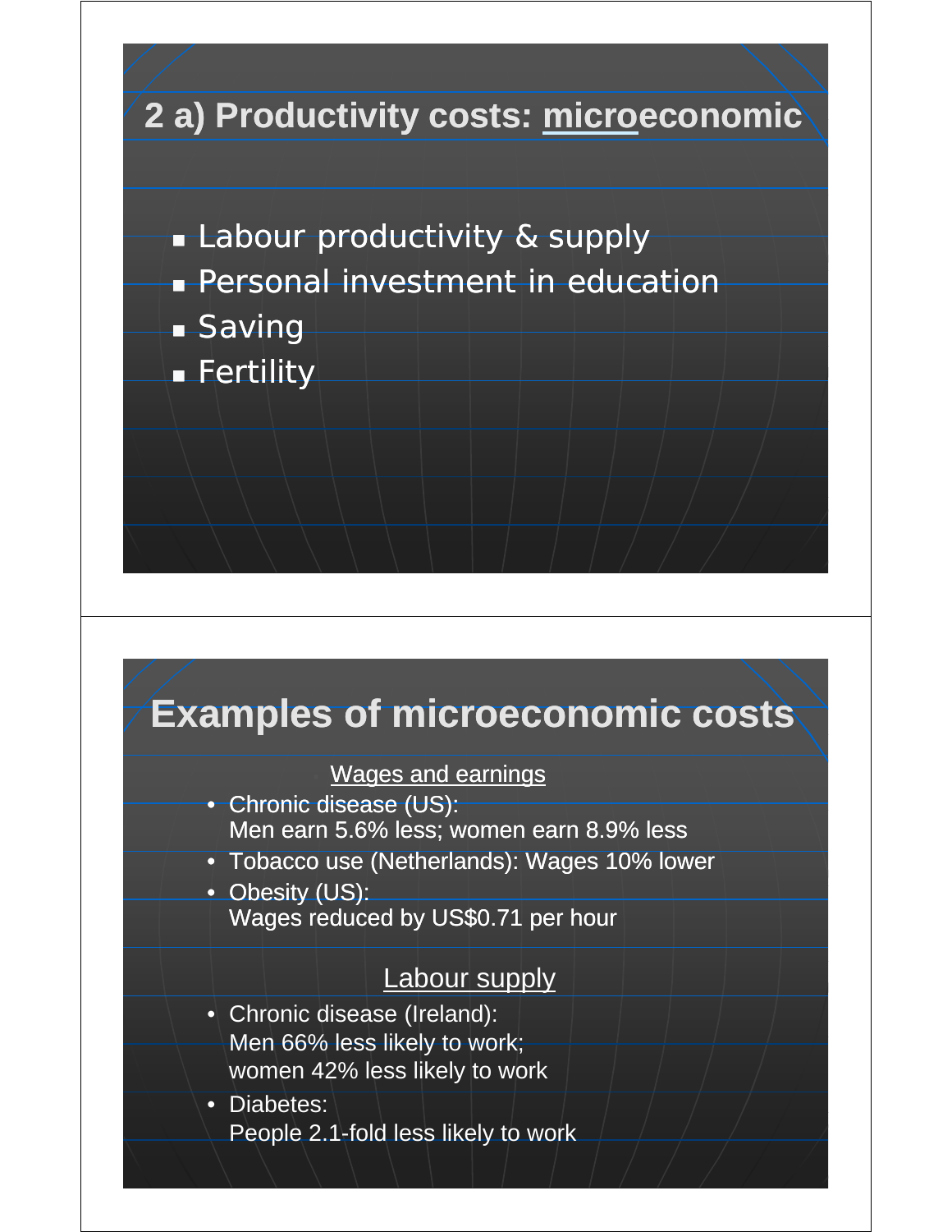## 2 a) Productivity costs: microeconomic

- Labour productivity & supply
- Personal investment in education
- Saving
- Fertility

## Examples of microeconomic costs

Wages and earnings

- Chronic disease (US):
  Men earn 5.6% less; women earn 8.9% less
- Tobacco use (Netherlands): Wages 10% lower
- Obesity (US):
  Wages reduced by US$0.71 per hour

Labour supply

- Chronic disease (Ireland):
  Men 66% less likely to work;
  women 42% less likely to work
- Diabetes:
  People 2.1-fold less likely to work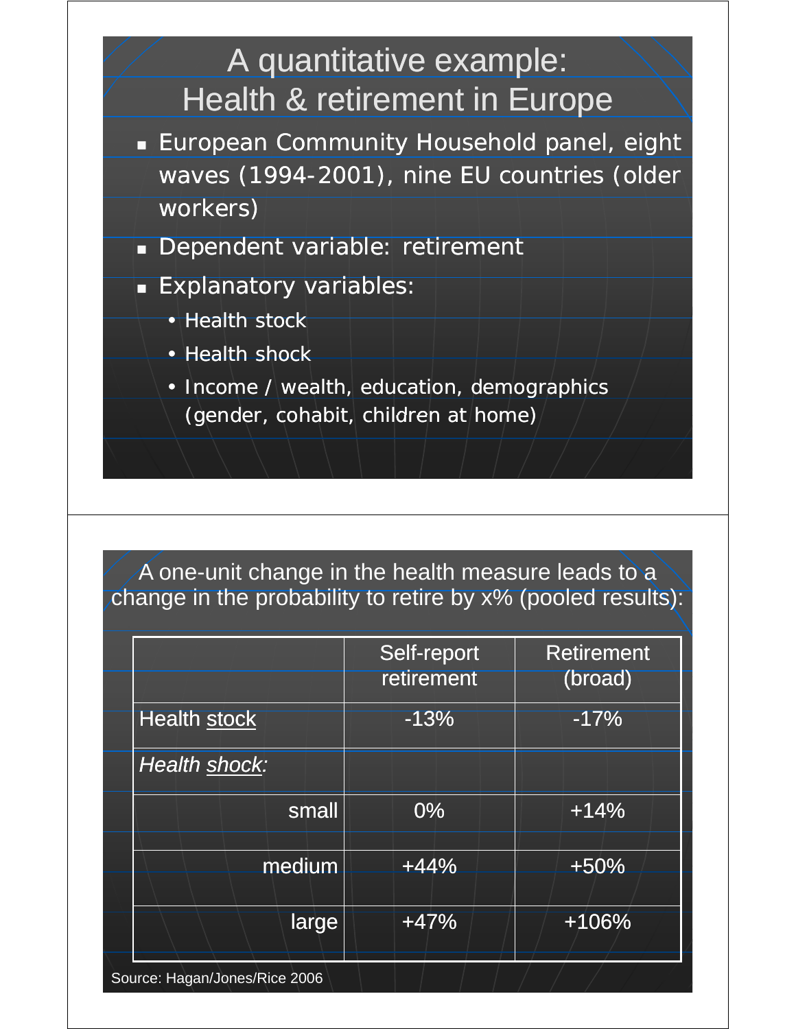# A quantitative example: Health & retirement in Europe

- European Community Household panel, eight waves (1994-2001), nine EU countries (older workers)
- Dependent variable: retirement
- Explanatory variables:
  - Health stock
  - Health shock
  - Income / wealth, education, demographics (gender, cohabit, children at home)

A one-unit change in the health measure leads to a change in the probability to retire by x% (pooled results):

| | Self-report retirement | Retirement (broad) |
|---|---|---|
| Health stock | -13% | -17% |
| *Health shock:* | | |
| small | 0% | +14% |
| medium | +44% | +50% |
| large | +47% | +106% |

Source: Hagan/Jones/Rice 2006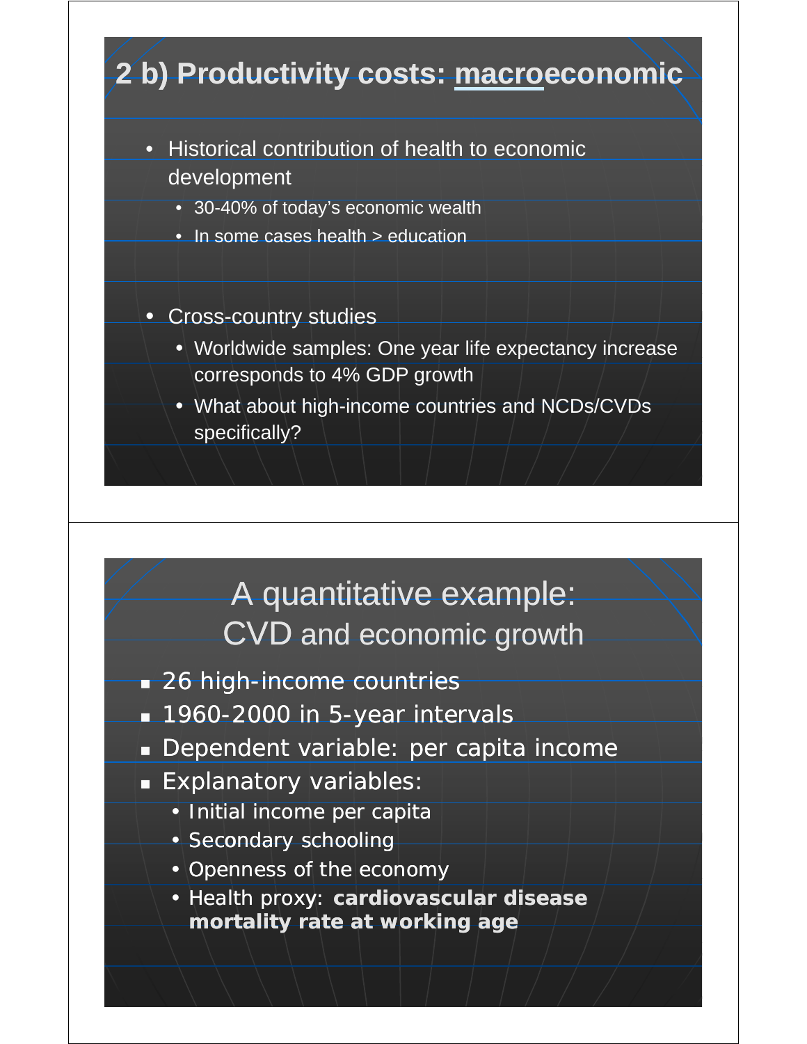## 2 b) Productivity costs: macroeconomic

- Historical contribution of health to economic development
  - 30-40% of today's economic wealth
  - In some cases health > education
- Cross-country studies
  - Worldwide samples: One year life expectancy increase corresponds to 4% GDP growth
  - What about high-income countries and NCDs/CVDs specifically?

## A quantitative example: CVD and economic growth

- 26 high-income countries
- 1960-2000 in 5-year intervals
- Dependent variable: per capita income
- Explanatory variables:
  - Initial income per capita
  - Secondary schooling
  - Openness of the economy
  - Health proxy: **cardiovascular disease mortality rate at working age**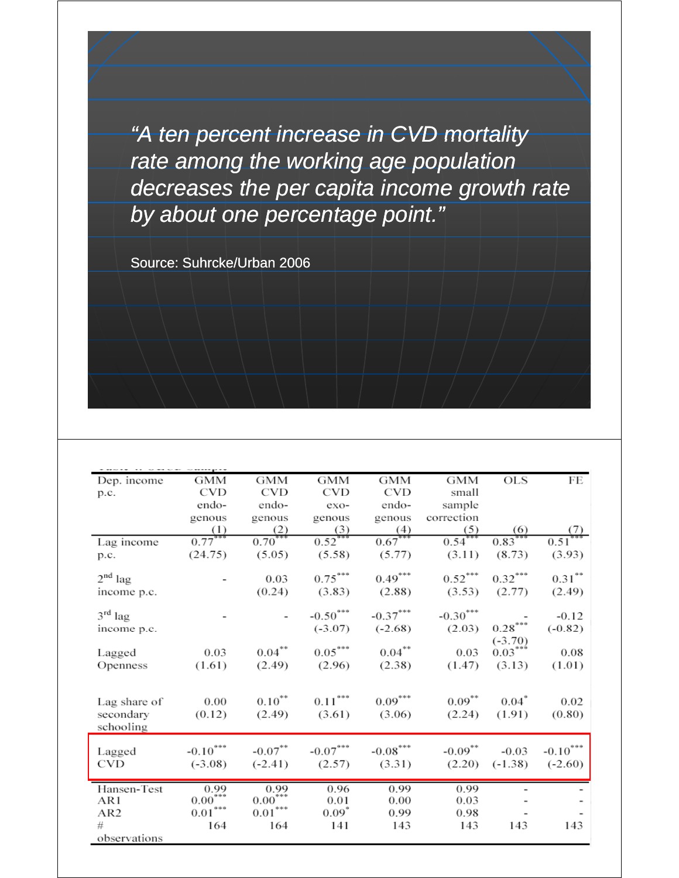*"A ten percent increase in CVD mortality rate among the working age population decreases the per capita income growth rate by about one percentage point."*

Source: Suhrcke/Urban 2006

| Dep. income p.c. | GMM CVD endo-genous (1) | GMM CVD endo-genous (2) | GMM CVD exo-genous (3) | GMM CVD endo-genous (4) | GMM small sample correction (5) | OLS (6) | FE (7) |
|---|---|---|---|---|---|---|---|
| Lag income p.c. | 0.77*** (24.75) | 0.70*** (5.05) | 0.52*** (5.58) | 0.67*** (5.77) | 0.54*** (3.11) | 0.83*** (8.73) | 0.51*** (3.93) |
| 2nd lag income p.c. | - | 0.03 (0.24) | 0.75*** (3.83) | 0.49*** (2.88) | 0.52*** (3.53) | 0.32*** (2.77) | 0.31** (2.49) |
| 3rd lag income p.c. | - | - | -0.50*** (-3.07) | -0.37*** (-2.68) | -0.30*** (2.03) | - | -0.12 (-0.82) |
| Lagged Openness | 0.03 (1.61) | 0.04** (2.49) | 0.05*** (2.96) | 0.04** (2.38) | 0.03 (1.47) | 0.28*** (-3.70) 0.03*** (3.13) | 0.08 (1.01) |
| Lag share of secondary schooling | 0.00 (0.12) | 0.10** (2.49) | 0.11*** (3.61) | 0.09*** (3.06) | 0.09** (2.24) | 0.04* (1.91) | 0.02 (0.80) |
| Lagged CVD | -0.10*** (-3.08) | -0.07** (-2.41) | -0.07*** (2.57) | -0.08*** (3.31) | -0.09** (2.20) | -0.03 (-1.38) | -0.10*** (-2.60) |
| Hansen-Test | 0.99 | 0.99 | 0.96 | 0.99 | 0.99 | - | - |
| AR1 | 0.00*** | 0.00*** | 0.01 | 0.00 | 0.03 | - | - |
| AR2 | 0.01*** | 0.01*** | 0.09* | 0.99 | 0.98 | - | - |
| # observations | 164 | 164 | 141 | 143 | 143 | 143 | 143 |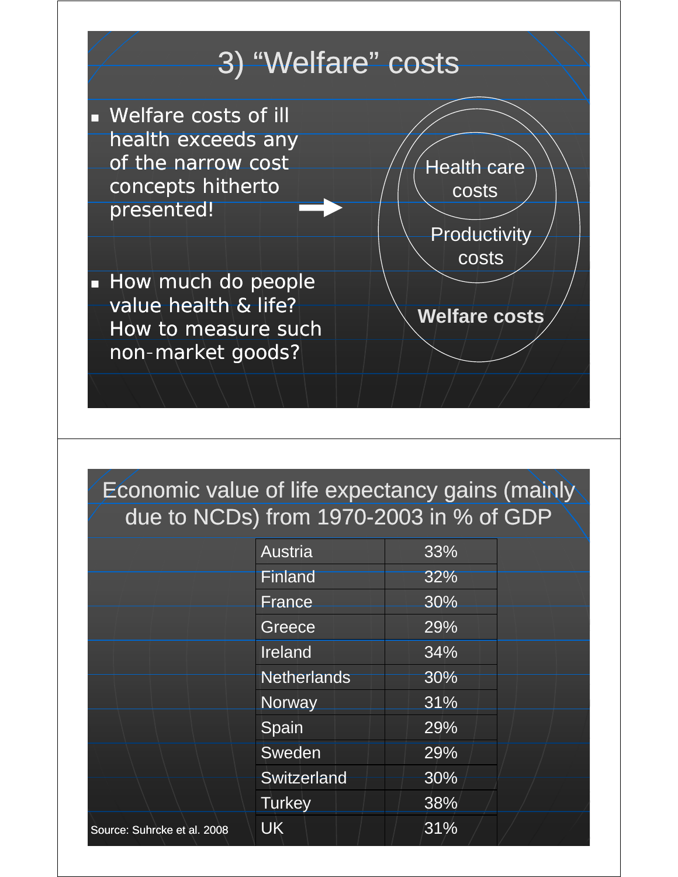# 3) "Welfare" costs

- Welfare costs of ill health exceeds any of the narrow cost concepts hitherto presented! →
- How much do people value health & life? How to measure such non-market goods?

Health care costs

Productivity costs

**Welfare costs**

# Economic value of life expectancy gains (mainly due to NCDs) from 1970-2003 in % of GDP

| Country | % of GDP |
| --- | --- |
| Austria | 33% |
| Finland | 32% |
| France | 30% |
| Greece | 29% |
| Ireland | 34% |
| Netherlands | 30% |
| Norway | 31% |
| Spain | 29% |
| Sweden | 29% |
| Switzerland | 30% |
| Turkey | 38% |
| UK | 31% |

Source: Suhrcke et al. 2008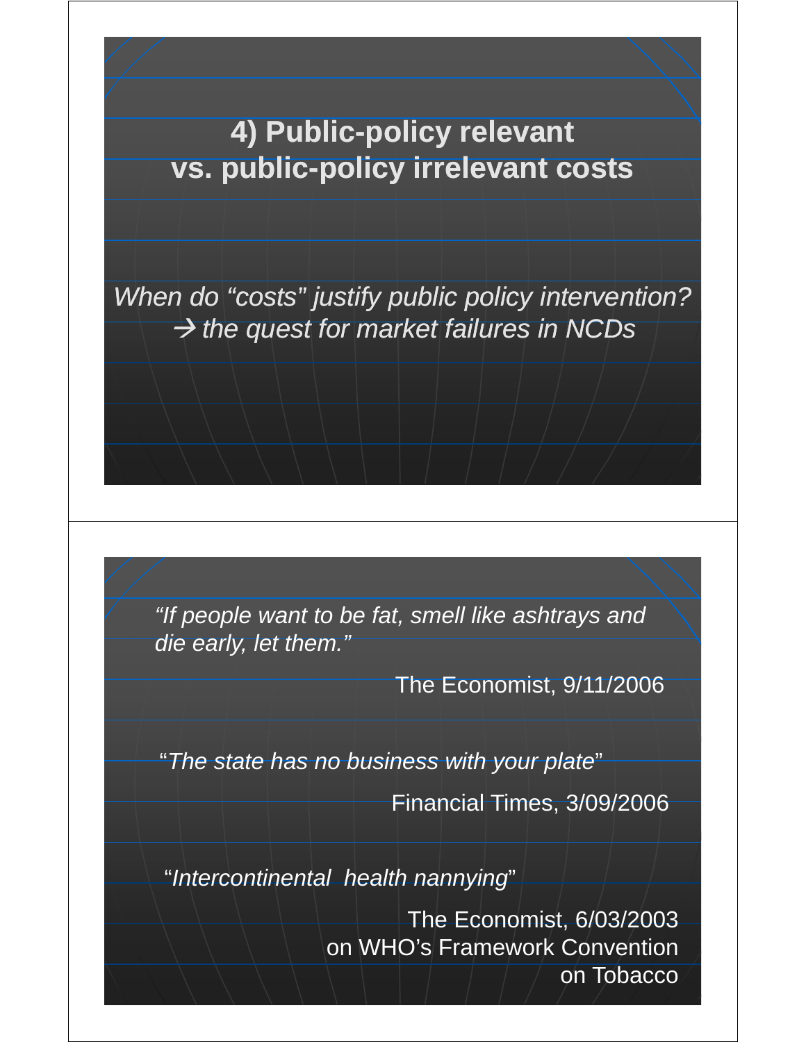# 4) Public-policy relevant vs. public-policy irrelevant costs

*When do "costs" justify public policy intervention?*
*→ the quest for market failures in NCDs*

---

*"If people want to be fat, smell like ashtrays and die early, let them."*

The Economist, 9/11/2006

"*The state has no business with your plate*"

Financial Times, 3/09/2006

"*Intercontinental health nannying*"

The Economist, 6/03/2003
on WHO's Framework Convention
on Tobacco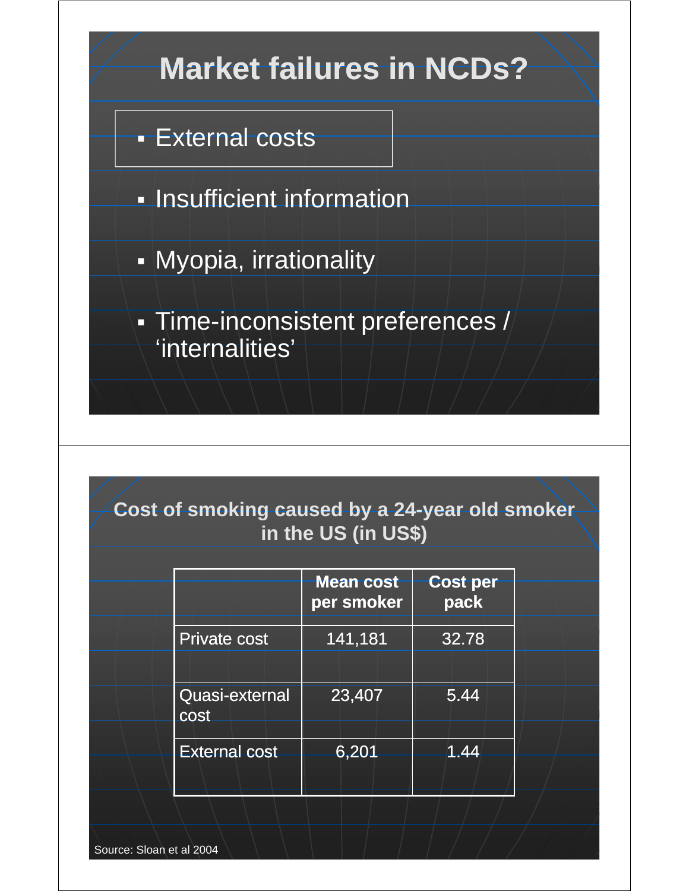## Market failures in NCDs?

- External costs
- Insufficient information
- Myopia, irrationality
- Time-inconsistent preferences / 'internalities'

## Cost of smoking caused by a 24-year old smoker in the US (in US$)

| | Mean cost per smoker | Cost per pack |
|---|---|---|
| Private cost | 141,181 | 32.78 |
| Quasi-external cost | 23,407 | 5.44 |
| External cost | 6,201 | 1.44 |

Source: Sloan et al 2004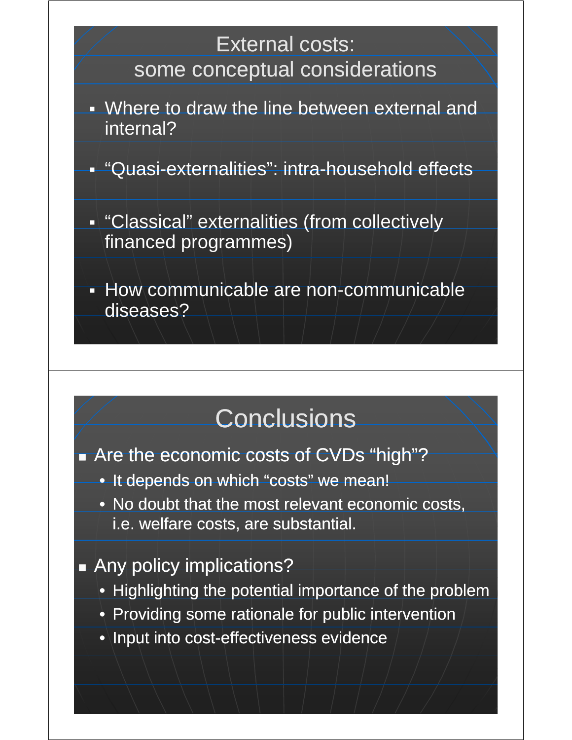## External costs: some conceptual considerations

- Where to draw the line between external and internal?
- "Quasi-externalities": intra-household effects
- "Classical" externalities (from collectively financed programmes)
- How communicable are non-communicable diseases?

## Conclusions

- Are the economic costs of CVDs "high"?
  - It depends on which "costs" we mean!
  - No doubt that the most relevant economic costs, i.e. welfare costs, are substantial.
- Any policy implications?
  - Highlighting the potential importance of the problem
  - Providing some rationale for public intervention
  - Input into cost-effectiveness evidence